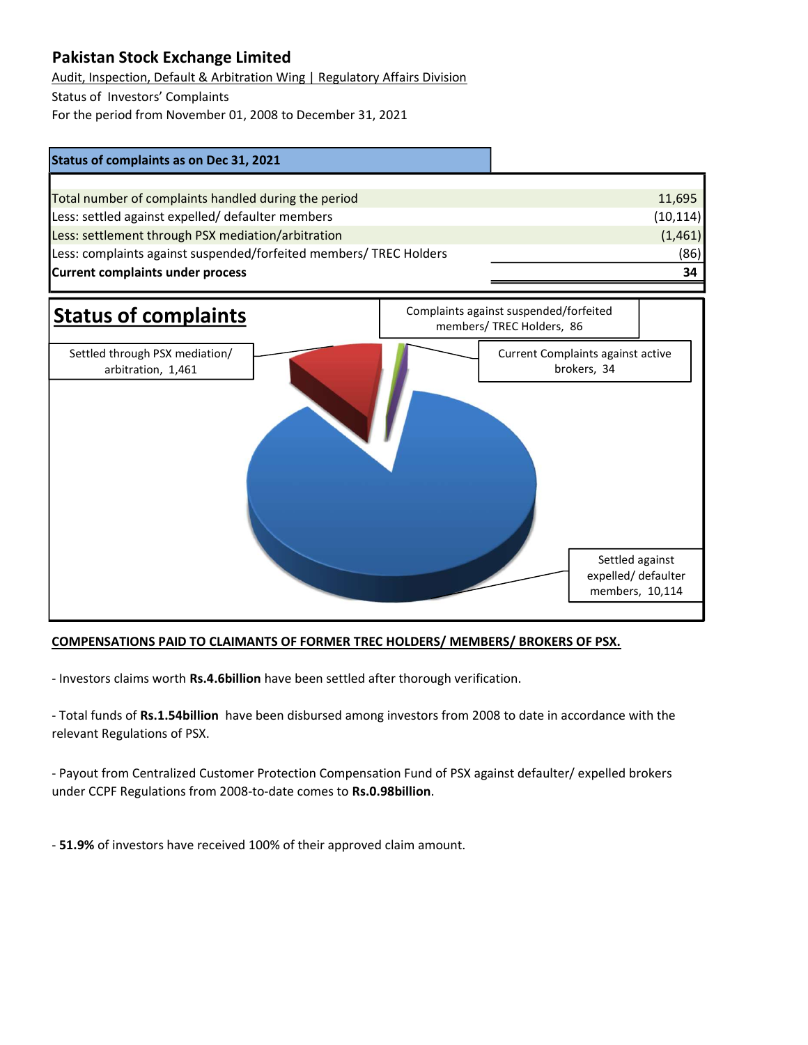# Pakistan Stock Exchange Limited

Audit, Inspection, Default & Arbitration Wing | Regulatory Affairs Division

Status of Investors' Complaints

For the period from November 01, 2008 to December 31, 2021

**Status of complaints as on Dec 31, 2021**

| | |
|---|---|
| Total number of complaints handled during the period | 11,695 |
| Less: settled against expelled/ defaulter members | (10,114) |
| Less: settlement through PSX mediation/arbitration | (1,461) |
| Less: complaints against suspended/forfeited members/ TREC Holders | (86) |
| **Current complaints under process** | **34** |

## Status of complaints

- Settled through PSX mediation/ arbitration, 1,461
- Complaints against suspended/forfeited members/ TREC Holders, 86
- Current Complaints against active brokers, 34
- Settled against expelled/ defaulter members, 10,114

**COMPENSATIONS PAID TO CLAIMANTS OF FORMER TREC HOLDERS/ MEMBERS/ BROKERS OF PSX.**

- Investors claims worth **Rs.4.6billion** have been settled after thorough verification.

- Total funds of **Rs.1.54billion** have been disbursed among investors from 2008 to date in accordance with the relevant Regulations of PSX.

- Payout from Centralized Customer Protection Compensation Fund of PSX against defaulter/ expelled brokers under CCPF Regulations from 2008-to-date comes to **Rs.0.98billion**.

- **51.9%** of investors have received 100% of their approved claim amount.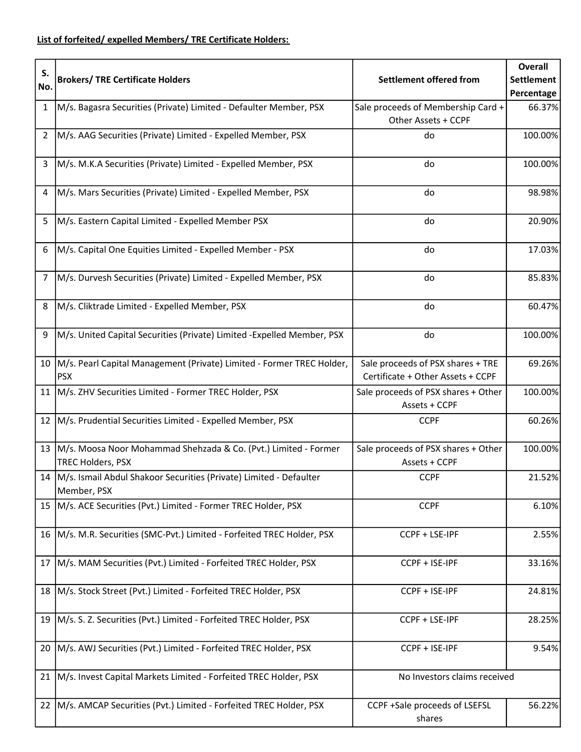**List of forfeited/ expelled Members/ TRE Certificate Holders:**

| S. No. | Brokers/ TRE Certificate Holders | Settlement offered from | Overall Settlement Percentage |
|---|---|---|---|
| 1 | M/s. Bagasra Securities (Private) Limited - Defaulter Member, PSX | Sale proceeds of Membership Card + Other Assets + CCPF | 66.37% |
| 2 | M/s. AAG Securities (Private) Limited - Expelled Member, PSX | do | 100.00% |
| 3 | M/s. M.K.A Securities (Private) Limited - Expelled Member, PSX | do | 100.00% |
| 4 | M/s. Mars Securities (Private) Limited - Expelled Member, PSX | do | 98.98% |
| 5 | M/s. Eastern Capital Limited - Expelled Member PSX | do | 20.90% |
| 6 | M/s. Capital One Equities Limited - Expelled Member - PSX | do | 17.03% |
| 7 | M/s. Durvesh Securities (Private) Limited - Expelled Member, PSX | do | 85.83% |
| 8 | M/s. Cliktrade Limited - Expelled Member, PSX | do | 60.47% |
| 9 | M/s. United Capital Securities (Private) Limited -Expelled Member, PSX | do | 100.00% |
| 10 | M/s. Pearl Capital Management (Private) Limited - Former TREC Holder, PSX | Sale proceeds of PSX shares + TRE Certificate + Other Assets + CCPF | 69.26% |
| 11 | M/s. ZHV Securities Limited - Former TREC Holder, PSX | Sale proceeds of PSX shares + Other Assets + CCPF | 100.00% |
| 12 | M/s. Prudential Securities Limited - Expelled Member, PSX | CCPF | 60.26% |
| 13 | M/s. Moosa Noor Mohammad Shehzada & Co. (Pvt.) Limited - Former TREC Holders, PSX | Sale proceeds of PSX shares + Other Assets + CCPF | 100.00% |
| 14 | M/s. Ismail Abdul Shakoor Securities (Private) Limited - Defaulter Member, PSX | CCPF | 21.52% |
| 15 | M/s. ACE Securities (Pvt.) Limited - Former TREC Holder, PSX | CCPF | 6.10% |
| 16 | M/s. M.R. Securities (SMC-Pvt.) Limited - Forfeited TREC Holder, PSX | CCPF + LSE-IPF | 2.55% |
| 17 | M/s. MAM Securities (Pvt.) Limited - Forfeited TREC Holder, PSX | CCPF + ISE-IPF | 33.16% |
| 18 | M/s. Stock Street (Pvt.) Limited - Forfeited TREC Holder, PSX | CCPF + ISE-IPF | 24.81% |
| 19 | M/s. S. Z. Securities (Pvt.) Limited - Forfeited TREC Holder, PSX | CCPF + LSE-IPF | 28.25% |
| 20 | M/s. AWJ Securities (Pvt.) Limited - Forfeited TREC Holder, PSX | CCPF + ISE-IPF | 9.54% |
| 21 | M/s. Invest Capital Markets Limited - Forfeited TREC Holder, PSX | No Investors claims received | |
| 22 | M/s. AMCAP Securities (Pvt.) Limited - Forfeited TREC Holder, PSX | CCPF +Sale proceeds of LSEFSL shares | 56.22% |